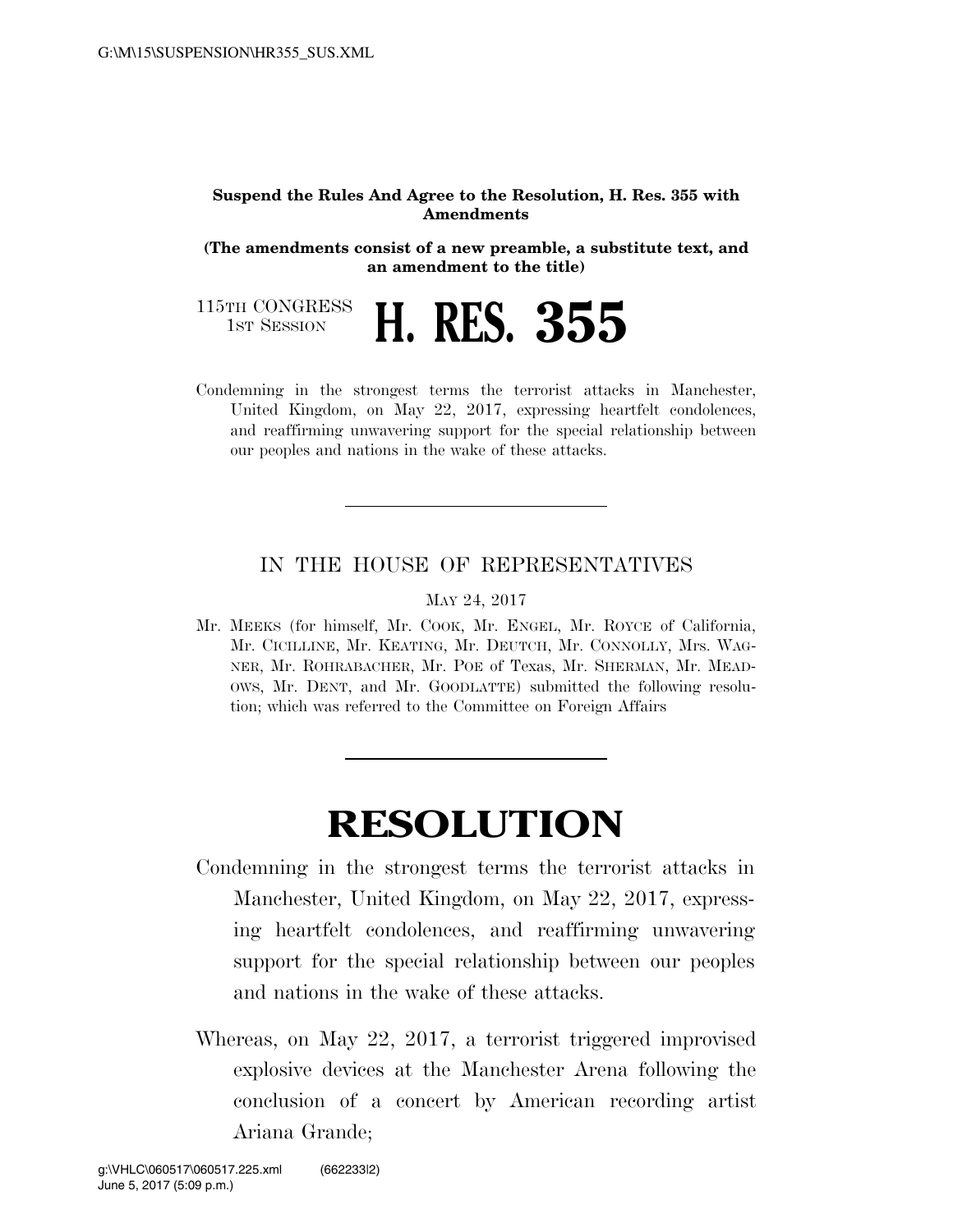**Suspend the Rules And Agree to the Resolution, H. Res. 355 with Amendments**

**(The amendments consist of a new preamble, a substitute text, and an amendment to the title)**

115TH CONGRESS
1ST SESSION

# H. RES. 355

Condemning in the strongest terms the terrorist attacks in Manchester, United Kingdom, on May 22, 2017, expressing heartfelt condolences, and reaffirming unwavering support for the special relationship between our peoples and nations in the wake of these attacks.

---

IN THE HOUSE OF REPRESENTATIVES

MAY 24, 2017

Mr. MEEKS (for himself, Mr. COOK, Mr. ENGEL, Mr. ROYCE of California, Mr. CICILLINE, Mr. KEATING, Mr. DEUTCH, Mr. CONNOLLY, Mrs. WAGNER, Mr. ROHRABACHER, Mr. POE of Texas, Mr. SHERMAN, Mr. MEADOWS, Mr. DENT, and Mr. GOODLATTE) submitted the following resolution; which was referred to the Committee on Foreign Affairs

---

# RESOLUTION

Condemning in the strongest terms the terrorist attacks in Manchester, United Kingdom, on May 22, 2017, expressing heartfelt condolences, and reaffirming unwavering support for the special relationship between our peoples and nations in the wake of these attacks.

Whereas, on May 22, 2017, a terrorist triggered improvised explosive devices at the Manchester Arena following the conclusion of a concert by American recording artist Ariana Grande;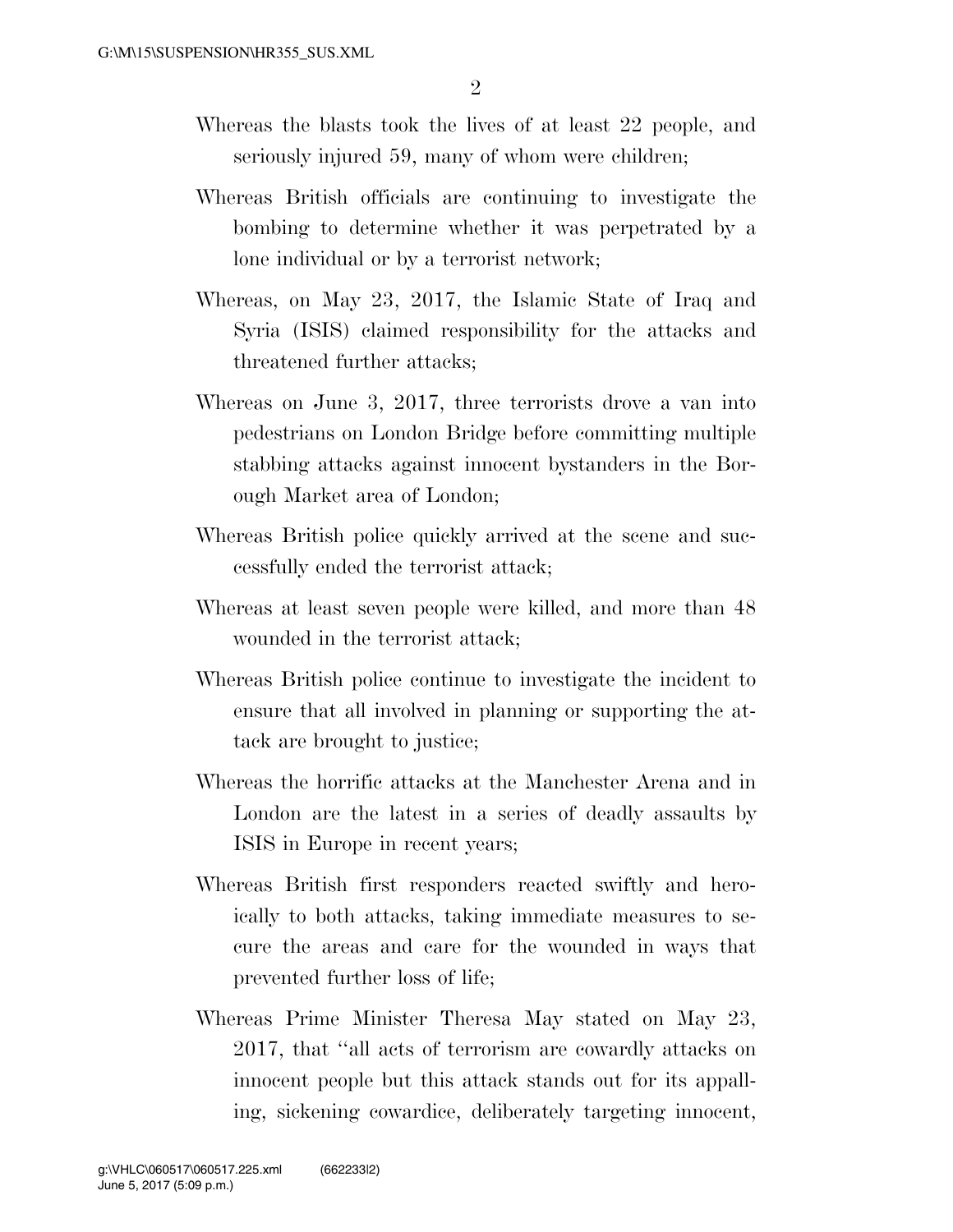Whereas the blasts took the lives of at least 22 people, and seriously injured 59, many of whom were children;

Whereas British officials are continuing to investigate the bombing to determine whether it was perpetrated by a lone individual or by a terrorist network;

Whereas, on May 23, 2017, the Islamic State of Iraq and Syria (ISIS) claimed responsibility for the attacks and threatened further attacks;

Whereas on June 3, 2017, three terrorists drove a van into pedestrians on London Bridge before committing multiple stabbing attacks against innocent bystanders in the Borough Market area of London;

Whereas British police quickly arrived at the scene and successfully ended the terrorist attack;

Whereas at least seven people were killed, and more than 48 wounded in the terrorist attack;

Whereas British police continue to investigate the incident to ensure that all involved in planning or supporting the attack are brought to justice;

Whereas the horrific attacks at the Manchester Arena and in London are the latest in a series of deadly assaults by ISIS in Europe in recent years;

Whereas British first responders reacted swiftly and heroically to both attacks, taking immediate measures to secure the areas and care for the wounded in ways that prevented further loss of life;

Whereas Prime Minister Theresa May stated on May 23, 2017, that "all acts of terrorism are cowardly attacks on innocent people but this attack stands out for its appalling, sickening cowardice, deliberately targeting innocent,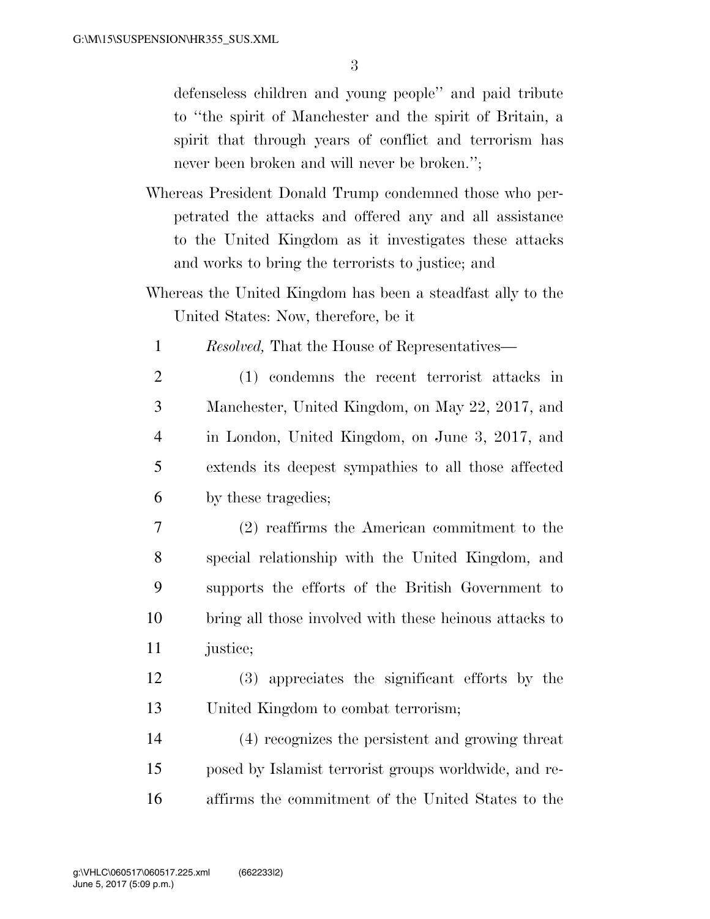defenseless children and young people'' and paid tribute to ''the spirit of Manchester and the spirit of Britain, a spirit that through years of conflict and terrorism has never been broken and will never be broken.'';

Whereas President Donald Trump condemned those who perpetrated the attacks and offered any and all assistance to the United Kingdom as it investigates these attacks and works to bring the terrorists to justice; and

Whereas the United Kingdom has been a steadfast ally to the United States: Now, therefore, be it

*Resolved,* That the House of Representatives—

(1) condemns the recent terrorist attacks in Manchester, United Kingdom, on May 22, 2017, and in London, United Kingdom, on June 3, 2017, and extends its deepest sympathies to all those affected by these tragedies;

(2) reaffirms the American commitment to the special relationship with the United Kingdom, and supports the efforts of the British Government to bring all those involved with these heinous attacks to justice;

(3) appreciates the significant efforts by the United Kingdom to combat terrorism;

(4) recognizes the persistent and growing threat posed by Islamist terrorist groups worldwide, and reaffirms the commitment of the United States to the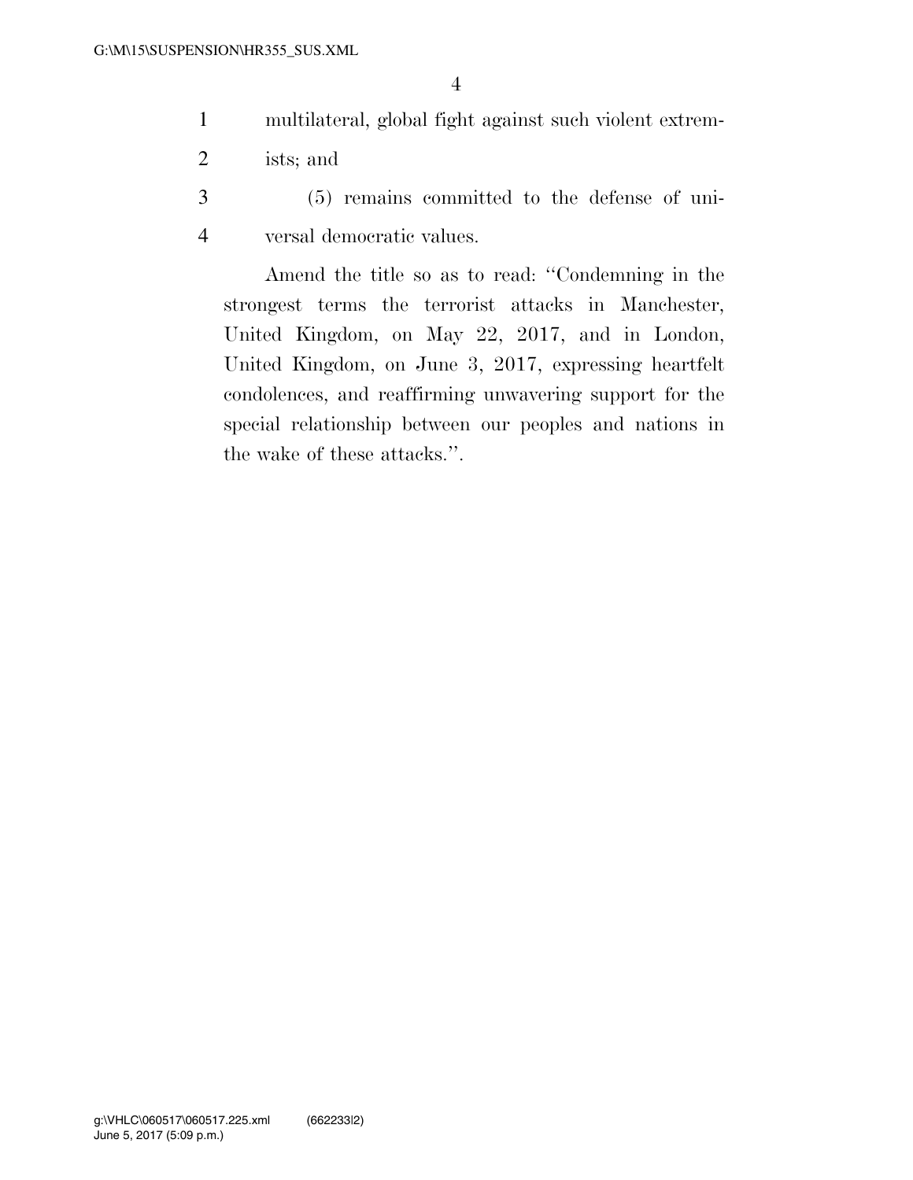multilateral, global fight against such violent extremists; and

(5) remains committed to the defense of universal democratic values.

Amend the title so as to read: ''Condemning in the strongest terms the terrorist attacks in Manchester, United Kingdom, on May 22, 2017, and in London, United Kingdom, on June 3, 2017, expressing heartfelt condolences, and reaffirming unwavering support for the special relationship between our peoples and nations in the wake of these attacks.''.